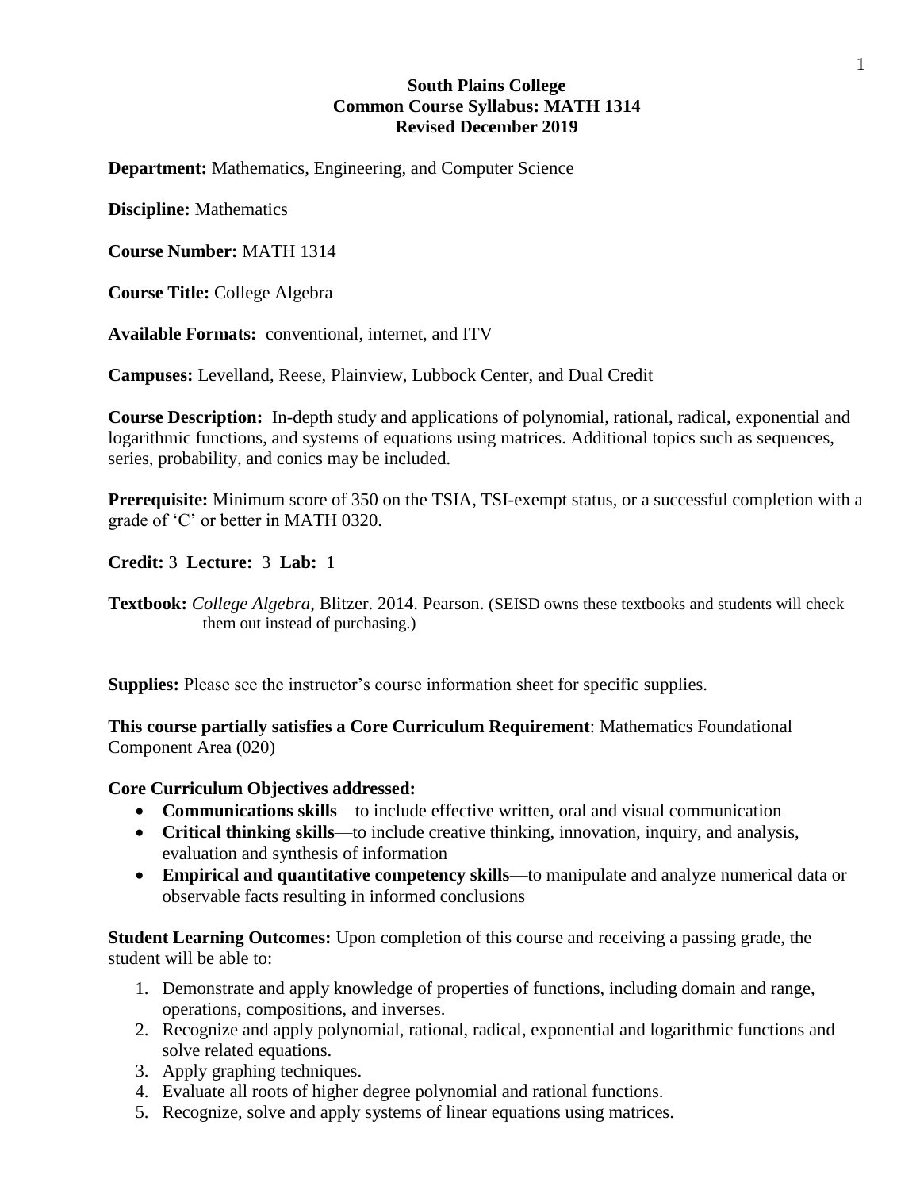**South Plains College**
**Common Course Syllabus: MATH 1314**
**Revised December 2019**

**Department:** Mathematics, Engineering, and Computer Science

**Discipline:** Mathematics

**Course Number:** MATH 1314

**Course Title:** College Algebra

**Available Formats:** conventional, internet, and ITV

**Campuses:** Levelland, Reese, Plainview, Lubbock Center, and Dual Credit

**Course Description:** In-depth study and applications of polynomial, rational, radical, exponential and logarithmic functions, and systems of equations using matrices. Additional topics such as sequences, series, probability, and conics may be included.

**Prerequisite:** Minimum score of 350 on the TSIA, TSI-exempt status, or a successful completion with a grade of 'C' or better in MATH 0320.

**Credit:** 3 **Lecture:** 3 **Lab:** 1

**Textbook:** *College Algebra*, Blitzer. 2014. Pearson. (SEISD owns these textbooks and students will check them out instead of purchasing.)

**Supplies:** Please see the instructor's course information sheet for specific supplies.

**This course partially satisfies a Core Curriculum Requirement**: Mathematics Foundational Component Area (020)

**Core Curriculum Objectives addressed:**

- **Communications skills**—to include effective written, oral and visual communication
- **Critical thinking skills**—to include creative thinking, innovation, inquiry, and analysis, evaluation and synthesis of information
- **Empirical and quantitative competency skills**—to manipulate and analyze numerical data or observable facts resulting in informed conclusions

**Student Learning Outcomes:** Upon completion of this course and receiving a passing grade, the student will be able to:

1. Demonstrate and apply knowledge of properties of functions, including domain and range, operations, compositions, and inverses.
2. Recognize and apply polynomial, rational, radical, exponential and logarithmic functions and solve related equations.
3. Apply graphing techniques.
4. Evaluate all roots of higher degree polynomial and rational functions.
5. Recognize, solve and apply systems of linear equations using matrices.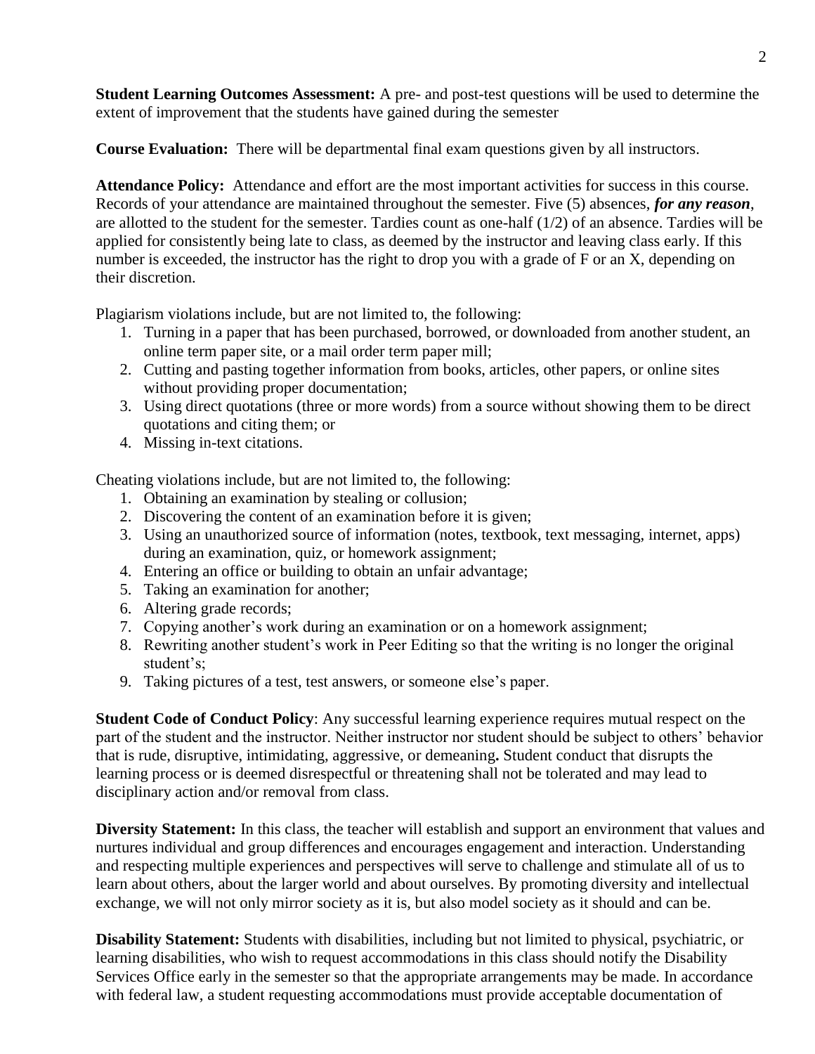**Student Learning Outcomes Assessment:** A pre- and post-test questions will be used to determine the extent of improvement that the students have gained during the semester

**Course Evaluation:** There will be departmental final exam questions given by all instructors.

**Attendance Policy:** Attendance and effort are the most important activities for success in this course. Records of your attendance are maintained throughout the semester. Five (5) absences, ***for any reason***, are allotted to the student for the semester. Tardies count as one-half (1/2) of an absence. Tardies will be applied for consistently being late to class, as deemed by the instructor and leaving class early. If this number is exceeded, the instructor has the right to drop you with a grade of F or an X, depending on their discretion.

Plagiarism violations include, but are not limited to, the following:

1. Turning in a paper that has been purchased, borrowed, or downloaded from another student, an online term paper site, or a mail order term paper mill;
2. Cutting and pasting together information from books, articles, other papers, or online sites without providing proper documentation;
3. Using direct quotations (three or more words) from a source without showing them to be direct quotations and citing them; or
4. Missing in-text citations.

Cheating violations include, but are not limited to, the following:

1. Obtaining an examination by stealing or collusion;
2. Discovering the content of an examination before it is given;
3. Using an unauthorized source of information (notes, textbook, text messaging, internet, apps) during an examination, quiz, or homework assignment;
4. Entering an office or building to obtain an unfair advantage;
5. Taking an examination for another;
6. Altering grade records;
7. Copying another's work during an examination or on a homework assignment;
8. Rewriting another student's work in Peer Editing so that the writing is no longer the original student's;
9. Taking pictures of a test, test answers, or someone else's paper.

**Student Code of Conduct Policy**: Any successful learning experience requires mutual respect on the part of the student and the instructor. Neither instructor nor student should be subject to others' behavior that is rude, disruptive, intimidating, aggressive, or demeaning**.** Student conduct that disrupts the learning process or is deemed disrespectful or threatening shall not be tolerated and may lead to disciplinary action and/or removal from class.

**Diversity Statement:** In this class, the teacher will establish and support an environment that values and nurtures individual and group differences and encourages engagement and interaction. Understanding and respecting multiple experiences and perspectives will serve to challenge and stimulate all of us to learn about others, about the larger world and about ourselves. By promoting diversity and intellectual exchange, we will not only mirror society as it is, but also model society as it should and can be.

**Disability Statement:** Students with disabilities, including but not limited to physical, psychiatric, or learning disabilities, who wish to request accommodations in this class should notify the Disability Services Office early in the semester so that the appropriate arrangements may be made. In accordance with federal law, a student requesting accommodations must provide acceptable documentation of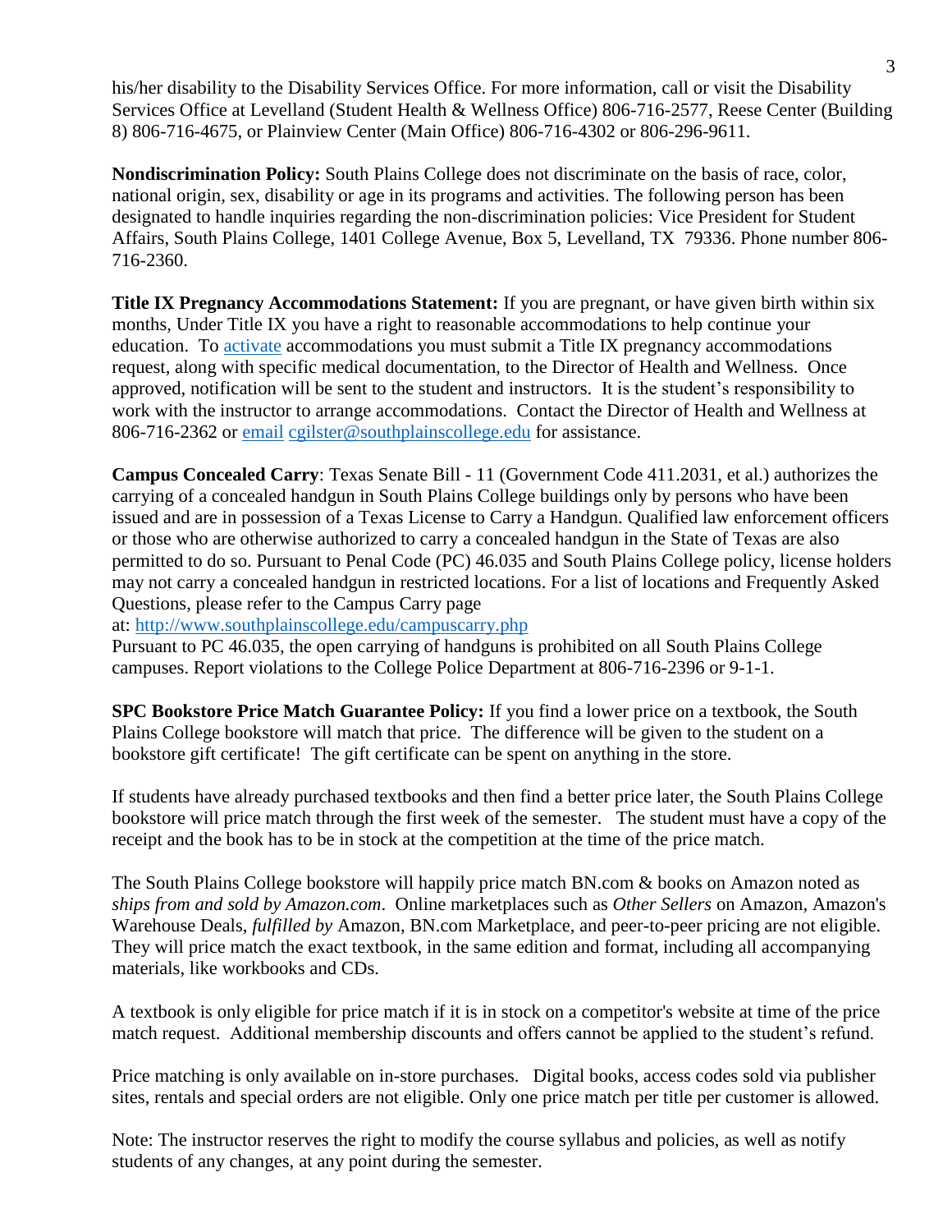his/her disability to the Disability Services Office. For more information, call or visit the Disability Services Office at Levelland (Student Health & Wellness Office) 806-716-2577, Reese Center (Building 8) 806-716-4675, or Plainview Center (Main Office) 806-716-4302 or 806-296-9611.

**Nondiscrimination Policy:** South Plains College does not discriminate on the basis of race, color, national origin, sex, disability or age in its programs and activities. The following person has been designated to handle inquiries regarding the non-discrimination policies: Vice President for Student Affairs, South Plains College, 1401 College Avenue, Box 5, Levelland, TX 79336. Phone number 806-716-2360.

**Title IX Pregnancy Accommodations Statement:** If you are pregnant, or have given birth within six months, Under Title IX you have a right to reasonable accommodations to help continue your education. To activate accommodations you must submit a Title IX pregnancy accommodations request, along with specific medical documentation, to the Director of Health and Wellness. Once approved, notification will be sent to the student and instructors. It is the student's responsibility to work with the instructor to arrange accommodations. Contact the Director of Health and Wellness at 806-716-2362 or email cgilster@southplainscollege.edu for assistance.

**Campus Concealed Carry**: Texas Senate Bill - 11 (Government Code 411.2031, et al.) authorizes the carrying of a concealed handgun in South Plains College buildings only by persons who have been issued and are in possession of a Texas License to Carry a Handgun. Qualified law enforcement officers or those who are otherwise authorized to carry a concealed handgun in the State of Texas are also permitted to do so. Pursuant to Penal Code (PC) 46.035 and South Plains College policy, license holders may not carry a concealed handgun in restricted locations. For a list of locations and Frequently Asked Questions, please refer to the Campus Carry page at: http://www.southplainscollege.edu/campuscarry.php
Pursuant to PC 46.035, the open carrying of handguns is prohibited on all South Plains College campuses. Report violations to the College Police Department at 806-716-2396 or 9-1-1.

**SPC Bookstore Price Match Guarantee Policy:** If you find a lower price on a textbook, the South Plains College bookstore will match that price. The difference will be given to the student on a bookstore gift certificate! The gift certificate can be spent on anything in the store.

If students have already purchased textbooks and then find a better price later, the South Plains College bookstore will price match through the first week of the semester. The student must have a copy of the receipt and the book has to be in stock at the competition at the time of the price match.

The South Plains College bookstore will happily price match BN.com & books on Amazon noted as *ships from and sold by Amazon.com*. Online marketplaces such as *Other Sellers* on Amazon, Amazon's Warehouse Deals, *fulfilled by* Amazon, BN.com Marketplace, and peer-to-peer pricing are not eligible. They will price match the exact textbook, in the same edition and format, including all accompanying materials, like workbooks and CDs.

A textbook is only eligible for price match if it is in stock on a competitor's website at time of the price match request. Additional membership discounts and offers cannot be applied to the student's refund.

Price matching is only available on in-store purchases. Digital books, access codes sold via publisher sites, rentals and special orders are not eligible. Only one price match per title per customer is allowed.

Note: The instructor reserves the right to modify the course syllabus and policies, as well as notify students of any changes, at any point during the semester.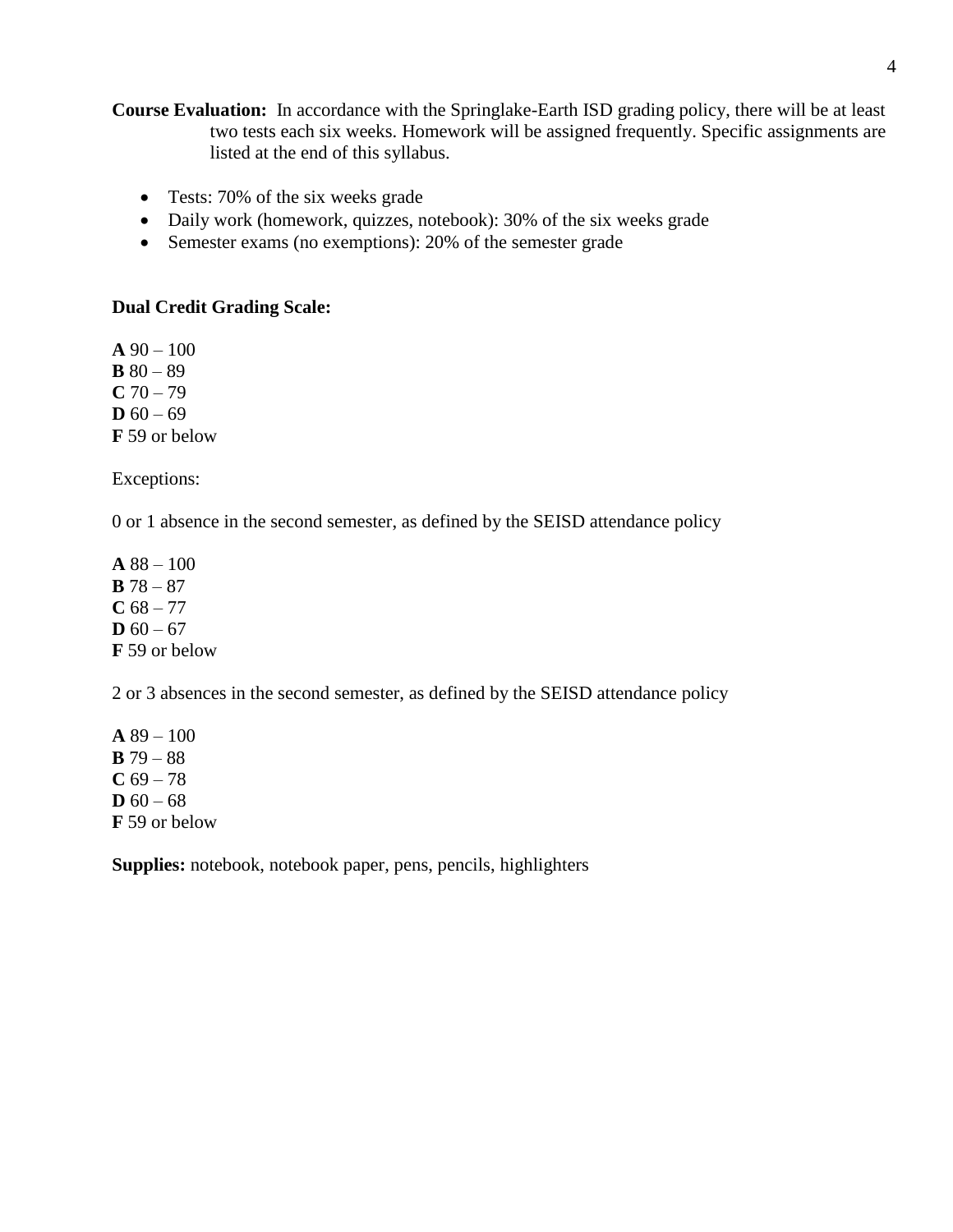**Course Evaluation:** In accordance with the Springlake-Earth ISD grading policy, there will be at least two tests each six weeks. Homework will be assigned frequently. Specific assignments are listed at the end of this syllabus.

- Tests: 70% of the six weeks grade
- Daily work (homework, quizzes, notebook): 30% of the six weeks grade
- Semester exams (no exemptions): 20% of the semester grade

**Dual Credit Grading Scale:**

**A** 90 – 100
**B** 80 – 89
**C** 70 – 79
**D** 60 – 69
**F** 59 or below

Exceptions:

0 or 1 absence in the second semester, as defined by the SEISD attendance policy

**A** 88 – 100
**B** 78 – 87
**C** 68 – 77
**D** 60 – 67
**F** 59 or below

2 or 3 absences in the second semester, as defined by the SEISD attendance policy

**A** 89 – 100
**B** 79 – 88
**C** 69 – 78
**D** 60 – 68
**F** 59 or below

**Supplies:** notebook, notebook paper, pens, pencils, highlighters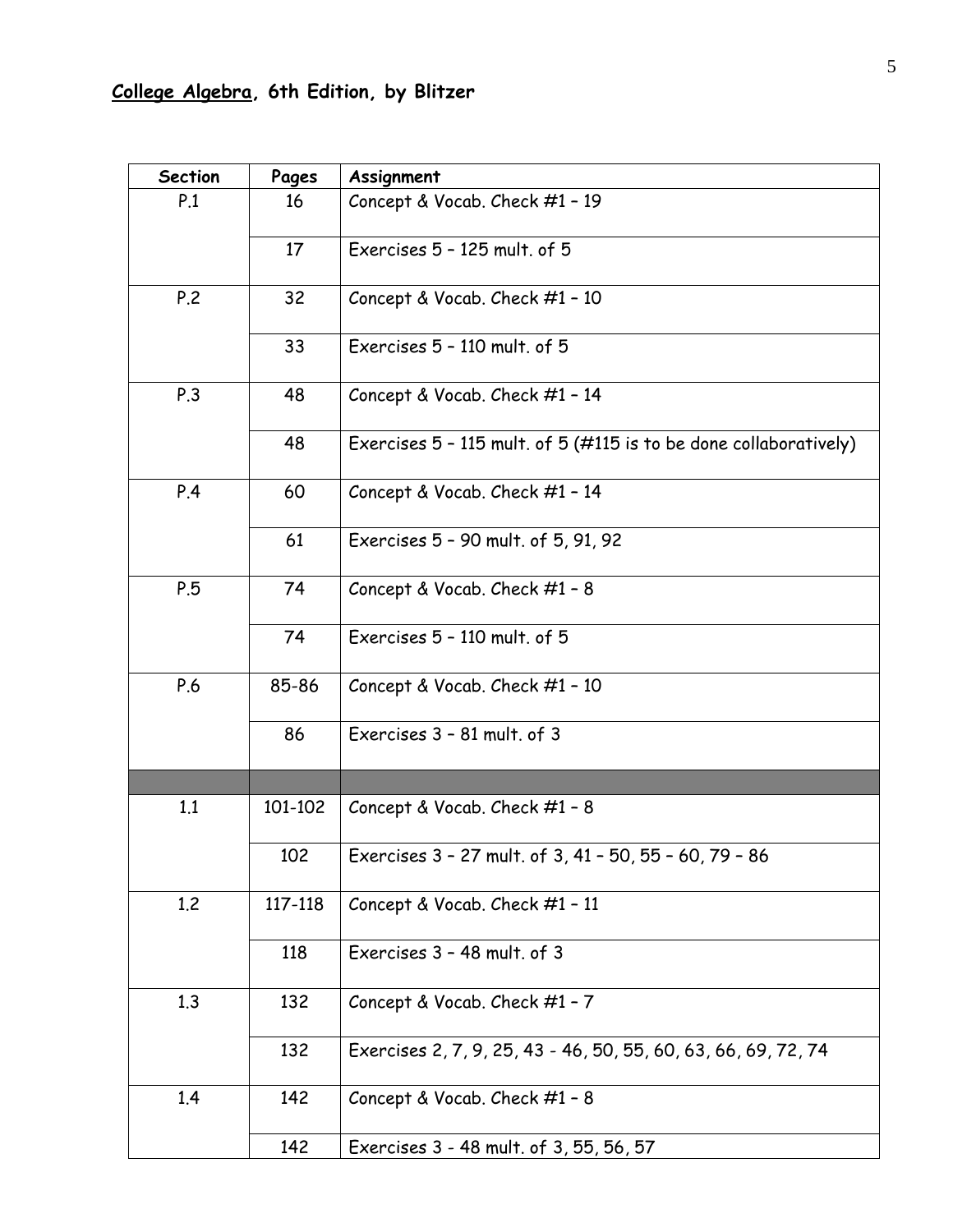**College Algebra, 6th Edition, by Blitzer**

| Section | Pages | Assignment |
|---|---|---|
| P.1 | 16 | Concept & Vocab. Check #1 – 19 |
| | 17 | Exercises 5 – 125 mult. of 5 |
| P.2 | 32 | Concept & Vocab. Check #1 – 10 |
| | 33 | Exercises 5 – 110 mult. of 5 |
| P.3 | 48 | Concept & Vocab. Check #1 – 14 |
| | 48 | Exercises 5 – 115 mult. of 5 (#115 is to be done collaboratively) |
| P.4 | 60 | Concept & Vocab. Check #1 – 14 |
| | 61 | Exercises 5 – 90 mult. of 5, 91, 92 |
| P.5 | 74 | Concept & Vocab. Check #1 – 8 |
| | 74 | Exercises 5 – 110 mult. of 5 |
| P.6 | 85-86 | Concept & Vocab. Check #1 – 10 |
| | 86 | Exercises 3 – 81 mult. of 3 |
| | | |
| 1.1 | 101-102 | Concept & Vocab. Check #1 – 8 |
| | 102 | Exercises 3 – 27 mult. of 3, 41 – 50, 55 – 60, 79 – 86 |
| 1.2 | 117-118 | Concept & Vocab. Check #1 – 11 |
| | 118 | Exercises 3 – 48 mult. of 3 |
| 1.3 | 132 | Concept & Vocab. Check #1 – 7 |
| | 132 | Exercises 2, 7, 9, 25, 43 - 46, 50, 55, 60, 63, 66, 69, 72, 74 |
| 1.4 | 142 | Concept & Vocab. Check #1 – 8 |
| | 142 | Exercises 3 - 48 mult. of 3, 55, 56, 57 |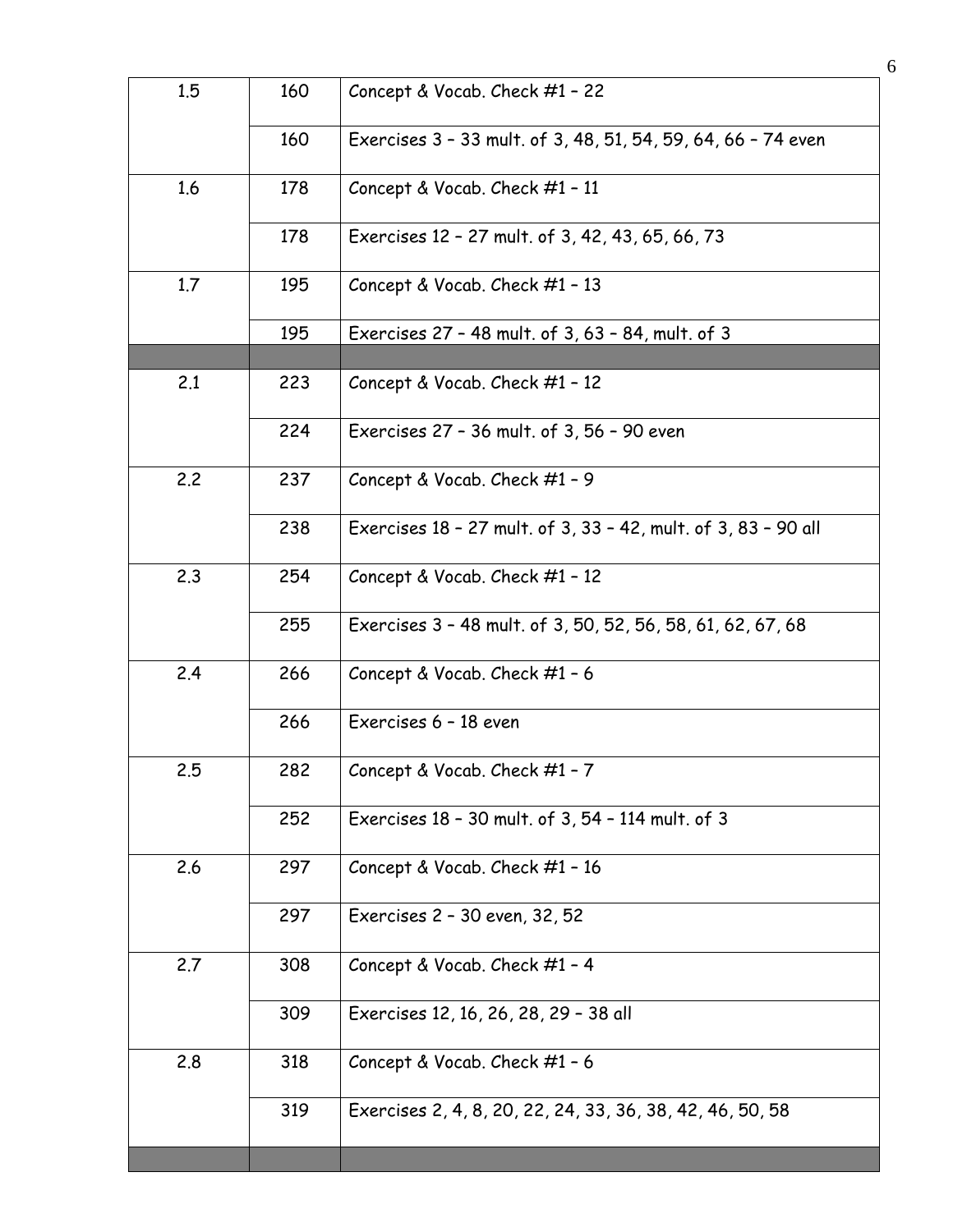| | | |
|---|---|---|
| 1.5 | 160 | Concept & Vocab. Check #1 – 22 |
| | 160 | Exercises 3 – 33 mult. of 3, 48, 51, 54, 59, 64, 66 – 74 even |
| 1.6 | 178 | Concept & Vocab. Check #1 – 11 |
| | 178 | Exercises 12 – 27 mult. of 3, 42, 43, 65, 66, 73 |
| 1.7 | 195 | Concept & Vocab. Check #1 – 13 |
| | 195 | Exercises 27 – 48 mult. of 3, 63 – 84, mult. of 3 |
| | | |
| 2.1 | 223 | Concept & Vocab. Check #1 – 12 |
| | 224 | Exercises 27 – 36 mult. of 3, 56 – 90 even |
| 2.2 | 237 | Concept & Vocab. Check #1 – 9 |
| | 238 | Exercises 18 – 27 mult. of 3, 33 – 42, mult. of 3, 83 – 90 all |
| 2.3 | 254 | Concept & Vocab. Check #1 – 12 |
| | 255 | Exercises 3 – 48 mult. of 3, 50, 52, 56, 58, 61, 62, 67, 68 |
| 2.4 | 266 | Concept & Vocab. Check #1 – 6 |
| | 266 | Exercises 6 – 18 even |
| 2.5 | 282 | Concept & Vocab. Check #1 – 7 |
| | 252 | Exercises 18 – 30 mult. of 3, 54 – 114 mult. of 3 |
| 2.6 | 297 | Concept & Vocab. Check #1 – 16 |
| | 297 | Exercises 2 – 30 even, 32, 52 |
| 2.7 | 308 | Concept & Vocab. Check #1 – 4 |
| | 309 | Exercises 12, 16, 26, 28, 29 – 38 all |
| 2.8 | 318 | Concept & Vocab. Check #1 – 6 |
| | 319 | Exercises 2, 4, 8, 20, 22, 24, 33, 36, 38, 42, 46, 50, 58 |
| | | |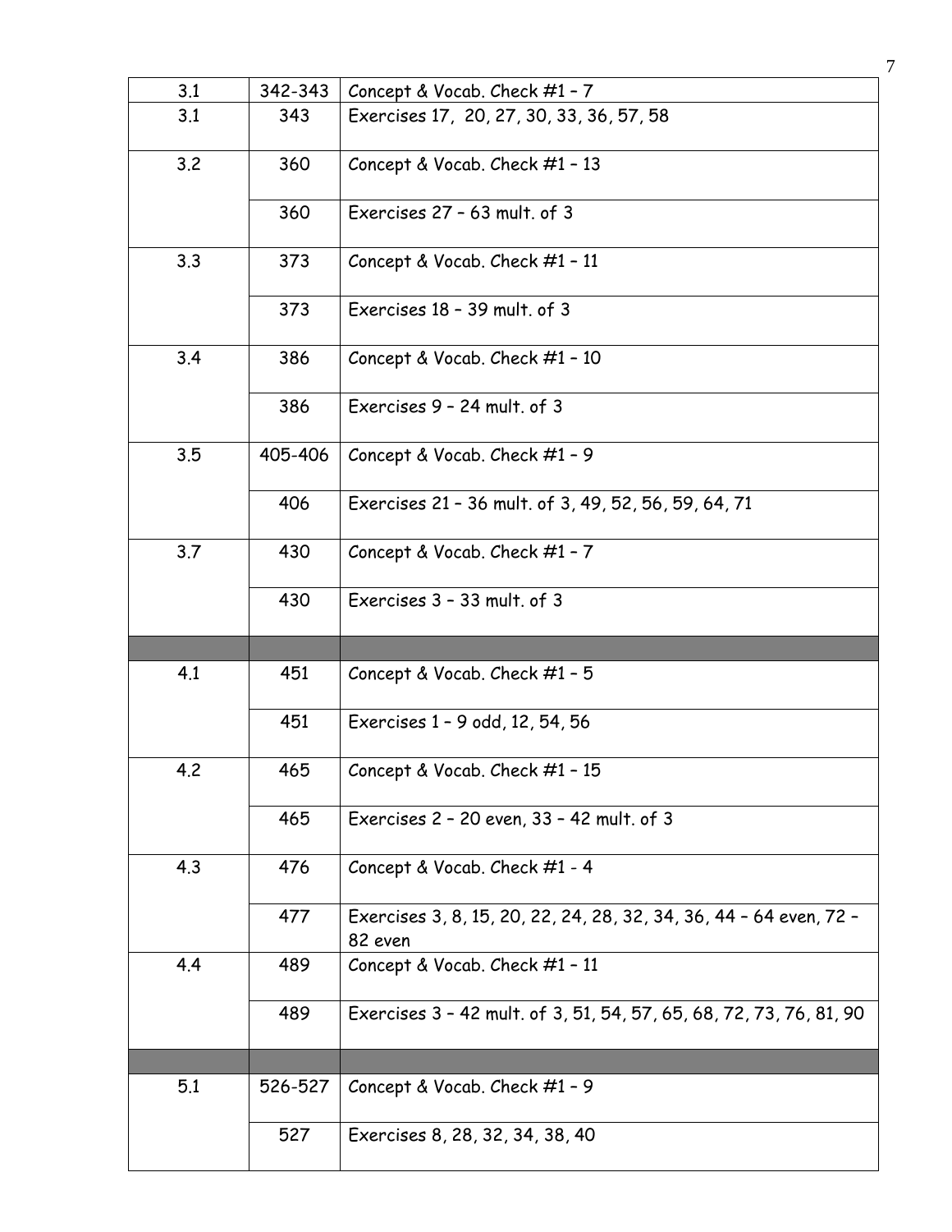| 3.1 | 342-343 | Concept & Vocab. Check #1 – 7 |
|---|---|---|
| 3.1 | 343 | Exercises 17, 20, 27, 30, 33, 36, 57, 58 |
| 3.2 | 360 | Concept & Vocab. Check #1 – 13 |
| | 360 | Exercises 27 – 63 mult. of 3 |
| 3.3 | 373 | Concept & Vocab. Check #1 – 11 |
| | 373 | Exercises 18 – 39 mult. of 3 |
| 3.4 | 386 | Concept & Vocab. Check #1 – 10 |
| | 386 | Exercises 9 – 24 mult. of 3 |
| 3.5 | 405-406 | Concept & Vocab. Check #1 – 9 |
| | 406 | Exercises 21 – 36 mult. of 3, 49, 52, 56, 59, 64, 71 |
| 3.7 | 430 | Concept & Vocab. Check #1 – 7 |
| | 430 | Exercises 3 – 33 mult. of 3 |
| | | |
| 4.1 | 451 | Concept & Vocab. Check #1 – 5 |
| | 451 | Exercises 1 – 9 odd, 12, 54, 56 |
| 4.2 | 465 | Concept & Vocab. Check #1 – 15 |
| | 465 | Exercises 2 – 20 even, 33 – 42 mult. of 3 |
| 4.3 | 476 | Concept & Vocab. Check #1 - 4 |
| | 477 | Exercises 3, 8, 15, 20, 22, 24, 28, 32, 34, 36, 44 – 64 even, 72 – 82 even |
| 4.4 | 489 | Concept & Vocab. Check #1 – 11 |
| | 489 | Exercises 3 – 42 mult. of 3, 51, 54, 57, 65, 68, 72, 73, 76, 81, 90 |
| | | |
| 5.1 | 526-527 | Concept & Vocab. Check #1 – 9 |
| | 527 | Exercises 8, 28, 32, 34, 38, 40 |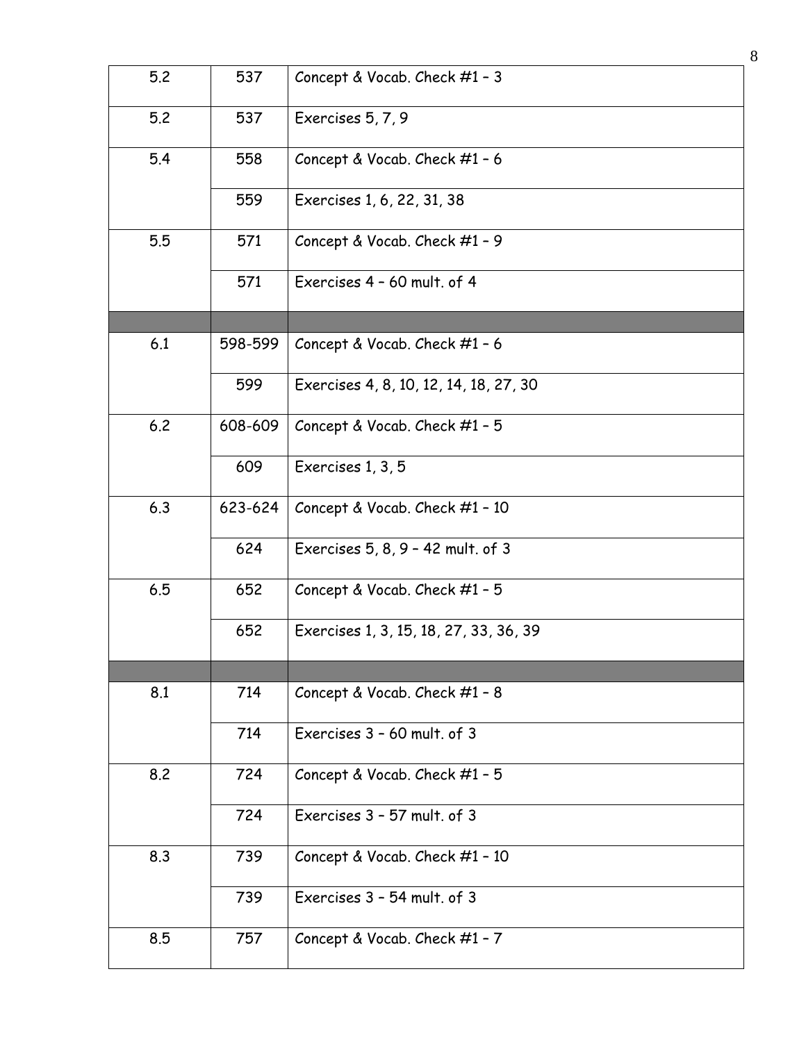| | | |
|---|---|---|
| 5.2 | 537 | Concept & Vocab. Check #1 – 3 |
| 5.2 | 537 | Exercises 5, 7, 9 |
| 5.4 | 558 | Concept & Vocab. Check #1 – 6 |
| | 559 | Exercises 1, 6, 22, 31, 38 |
| 5.5 | 571 | Concept & Vocab. Check #1 – 9 |
| | 571 | Exercises 4 – 60 mult. of 4 |
| | | |
| 6.1 | 598-599 | Concept & Vocab. Check #1 – 6 |
| | 599 | Exercises 4, 8, 10, 12, 14, 18, 27, 30 |
| 6.2 | 608-609 | Concept & Vocab. Check #1 – 5 |
| | 609 | Exercises 1, 3, 5 |
| 6.3 | 623-624 | Concept & Vocab. Check #1 – 10 |
| | 624 | Exercises 5, 8, 9 – 42 mult. of 3 |
| 6.5 | 652 | Concept & Vocab. Check #1 – 5 |
| | 652 | Exercises 1, 3, 15, 18, 27, 33, 36, 39 |
| | | |
| 8.1 | 714 | Concept & Vocab. Check #1 – 8 |
| | 714 | Exercises 3 – 60 mult. of 3 |
| 8.2 | 724 | Concept & Vocab. Check #1 – 5 |
| | 724 | Exercises 3 – 57 mult. of 3 |
| 8.3 | 739 | Concept & Vocab. Check #1 – 10 |
| | 739 | Exercises 3 – 54 mult. of 3 |
| 8.5 | 757 | Concept & Vocab. Check #1 – 7 |